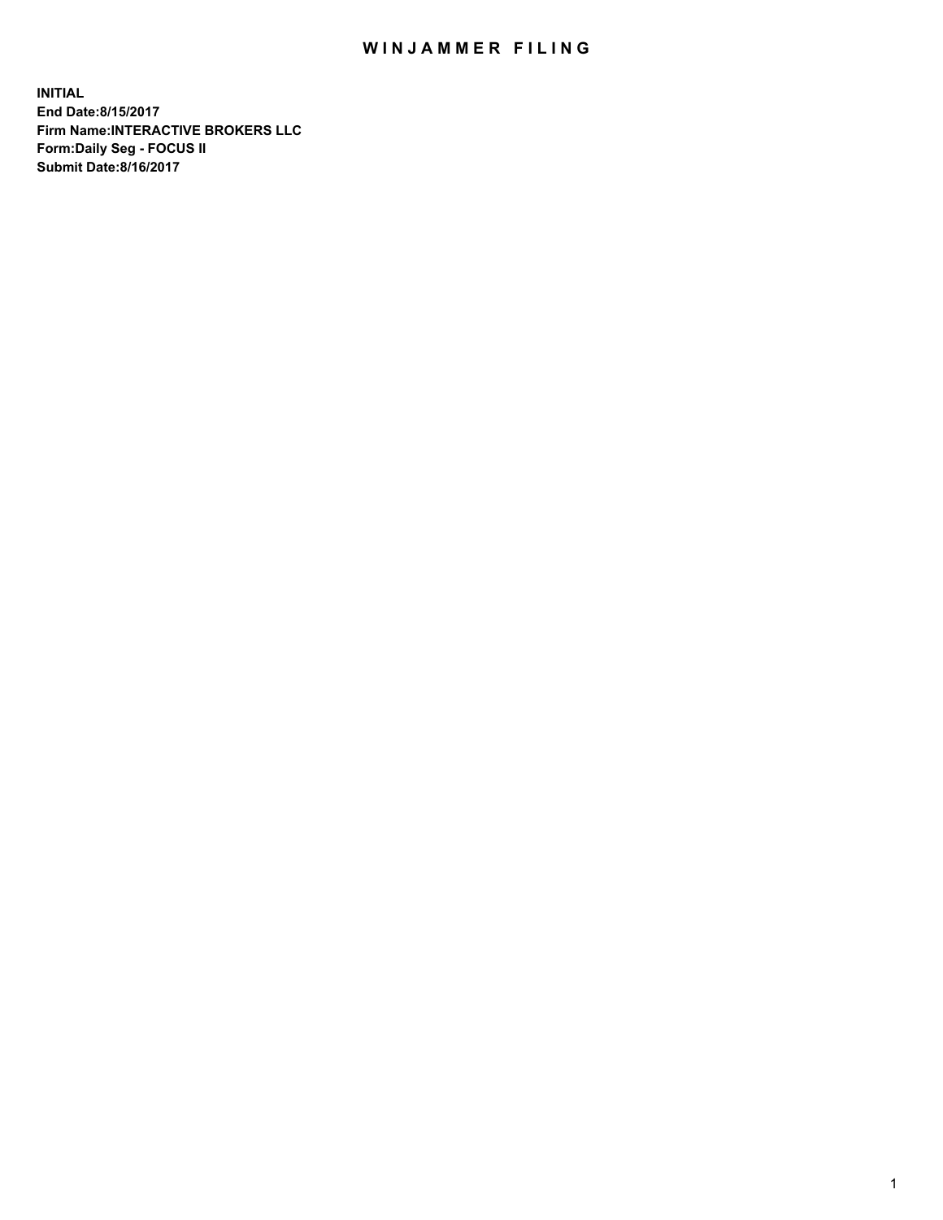# WINJAMMER FILING

**INITIAL**
**End Date:8/15/2017**
**Firm Name:INTERACTIVE BROKERS LLC**
**Form:Daily Seg - FOCUS II**
**Submit Date:8/16/2017**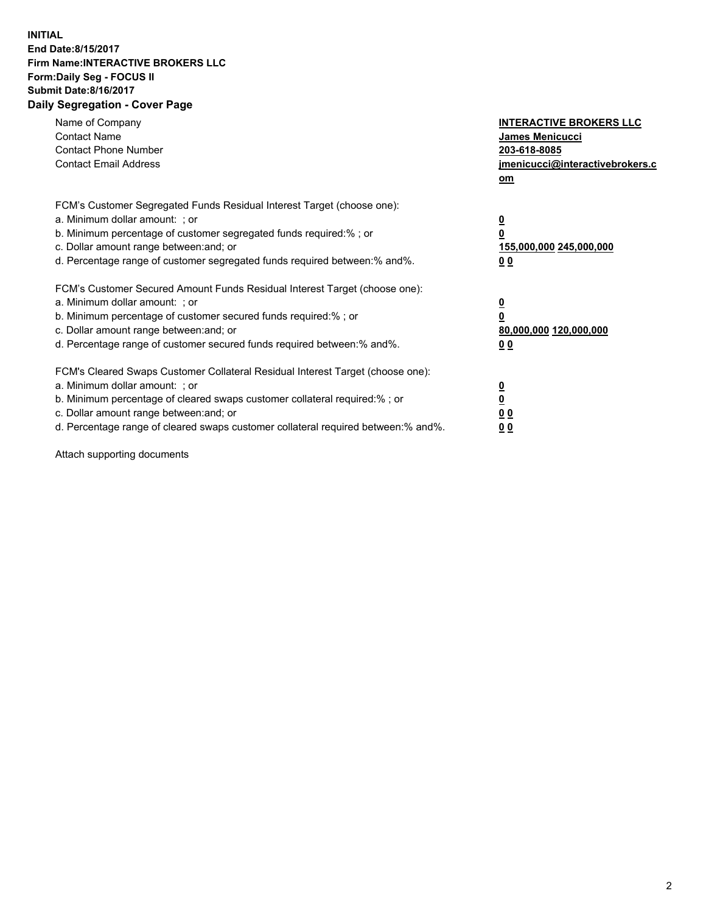**INITIAL**
**End Date:8/15/2017**
**Firm Name:INTERACTIVE BROKERS LLC**
**Form:Daily Seg - FOCUS II**
**Submit Date:8/16/2017**
**Daily Segregation - Cover Page**

| | |
|---|---|
| Name of Company | **INTERACTIVE BROKERS LLC** |
| Contact Name | **James Menicucci** |
| Contact Phone Number | **203-618-8085** |
| Contact Email Address | **jmenicucci@interactivebrokers.com** |

FCM's Customer Segregated Funds Residual Interest Target (choose one):

| | |
|---|---|
| a. Minimum dollar amount: ; or | **0** |
| b. Minimum percentage of customer segregated funds required:% ; or | **0** |
| c. Dollar amount range between:and; or | **155,000,000 245,000,000** |
| d. Percentage range of customer segregated funds required between:% and%. | **0 0** |

FCM's Customer Secured Amount Funds Residual Interest Target (choose one):

| | |
|---|---|
| a. Minimum dollar amount: ; or | **0** |
| b. Minimum percentage of customer secured funds required:% ; or | **0** |
| c. Dollar amount range between:and; or | **80,000,000 120,000,000** |
| d. Percentage range of customer secured funds required between:% and%. | **0 0** |

FCM's Cleared Swaps Customer Collateral Residual Interest Target (choose one):

| | |
|---|---|
| a. Minimum dollar amount: ; or | **0** |
| b. Minimum percentage of cleared swaps customer collateral required:% ; or | **0** |
| c. Dollar amount range between:and; or | **0 0** |
| d. Percentage range of cleared swaps customer collateral required between:% and%. | **0 0** |

Attach supporting documents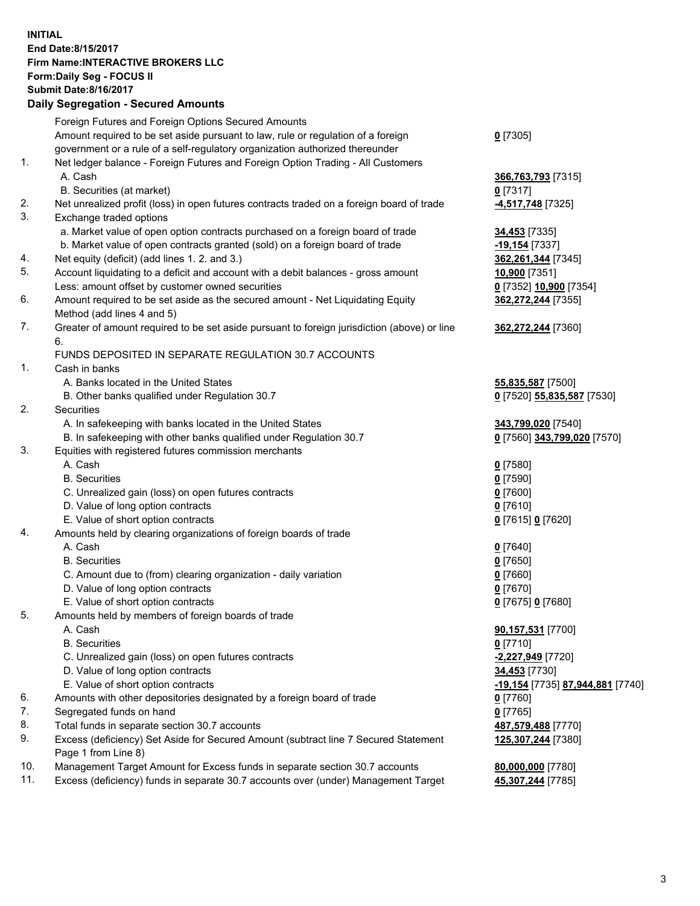**INITIAL**
**End Date:8/15/2017**
**Firm Name:INTERACTIVE BROKERS LLC**
**Form:Daily Seg - FOCUS II**
**Submit Date:8/16/2017**
**Daily Segregation - Secured Amounts**

| | | |
|---|---|---|
| | Foreign Futures and Foreign Options Secured Amounts | |
| | Amount required to be set aside pursuant to law, rule or regulation of a foreign government or a rule of a self-regulatory organization authorized thereunder | **0** [7305] |
| 1. | Net ledger balance - Foreign Futures and Foreign Option Trading - All Customers | |
| | A. Cash | **366,763,793** [7315] |
| | B. Securities (at market) | **0** [7317] |
| 2. | Net unrealized profit (loss) in open futures contracts traded on a foreign board of trade | **-4,517,748** [7325] |
| 3. | Exchange traded options | |
| | a. Market value of open option contracts purchased on a foreign board of trade | **34,453** [7335] |
| | b. Market value of open contracts granted (sold) on a foreign board of trade | **-19,154** [7337] |
| 4. | Net equity (deficit) (add lines 1. 2. and 3.) | **362,261,344** [7345] |
| 5. | Account liquidating to a deficit and account with a debit balances - gross amount | **10,900** [7351] |
| | Less: amount offset by customer owned securities | **0** [7352] **10,900** [7354] |
| 6. | Amount required to be set aside as the secured amount - Net Liquidating Equity Method (add lines 4 and 5) | **362,272,244** [7355] |
| 7. | Greater of amount required to be set aside pursuant to foreign jurisdiction (above) or line 6. | **362,272,244** [7360] |
| | FUNDS DEPOSITED IN SEPARATE REGULATION 30.7 ACCOUNTS | |
| 1. | Cash in banks | |
| | A. Banks located in the United States | **55,835,587** [7500] |
| | B. Other banks qualified under Regulation 30.7 | **0** [7520] **55,835,587** [7530] |
| 2. | Securities | |
| | A. In safekeeping with banks located in the United States | **343,799,020** [7540] |
| | B. In safekeeping with other banks qualified under Regulation 30.7 | **0** [7560] **343,799,020** [7570] |
| 3. | Equities with registered futures commission merchants | |
| | A. Cash | **0** [7580] |
| | B. Securities | **0** [7590] |
| | C. Unrealized gain (loss) on open futures contracts | **0** [7600] |
| | D. Value of long option contracts | **0** [7610] |
| | E. Value of short option contracts | **0** [7615] **0** [7620] |
| 4. | Amounts held by clearing organizations of foreign boards of trade | |
| | A. Cash | **0** [7640] |
| | B. Securities | **0** [7650] |
| | C. Amount due to (from) clearing organization - daily variation | **0** [7660] |
| | D. Value of long option contracts | **0** [7670] |
| | E. Value of short option contracts | **0** [7675] **0** [7680] |
| 5. | Amounts held by members of foreign boards of trade | |
| | A. Cash | **90,157,531** [7700] |
| | B. Securities | **0** [7710] |
| | C. Unrealized gain (loss) on open futures contracts | **-2,227,949** [7720] |
| | D. Value of long option contracts | **34,453** [7730] |
| | E. Value of short option contracts | **-19,154** [7735] **87,944,881** [7740] |
| 6. | Amounts with other depositories designated by a foreign board of trade | **0** [7760] |
| 7. | Segregated funds on hand | **0** [7765] |
| 8. | Total funds in separate section 30.7 accounts | **487,579,488** [7770] |
| 9. | Excess (deficiency) Set Aside for Secured Amount (subtract line 7 Secured Statement Page 1 from Line 8) | **125,307,244** [7380] |
| 10. | Management Target Amount for Excess funds in separate section 30.7 accounts | **80,000,000** [7780] |
| 11. | Excess (deficiency) funds in separate 30.7 accounts over (under) Management Target | **45,307,244** [7785] |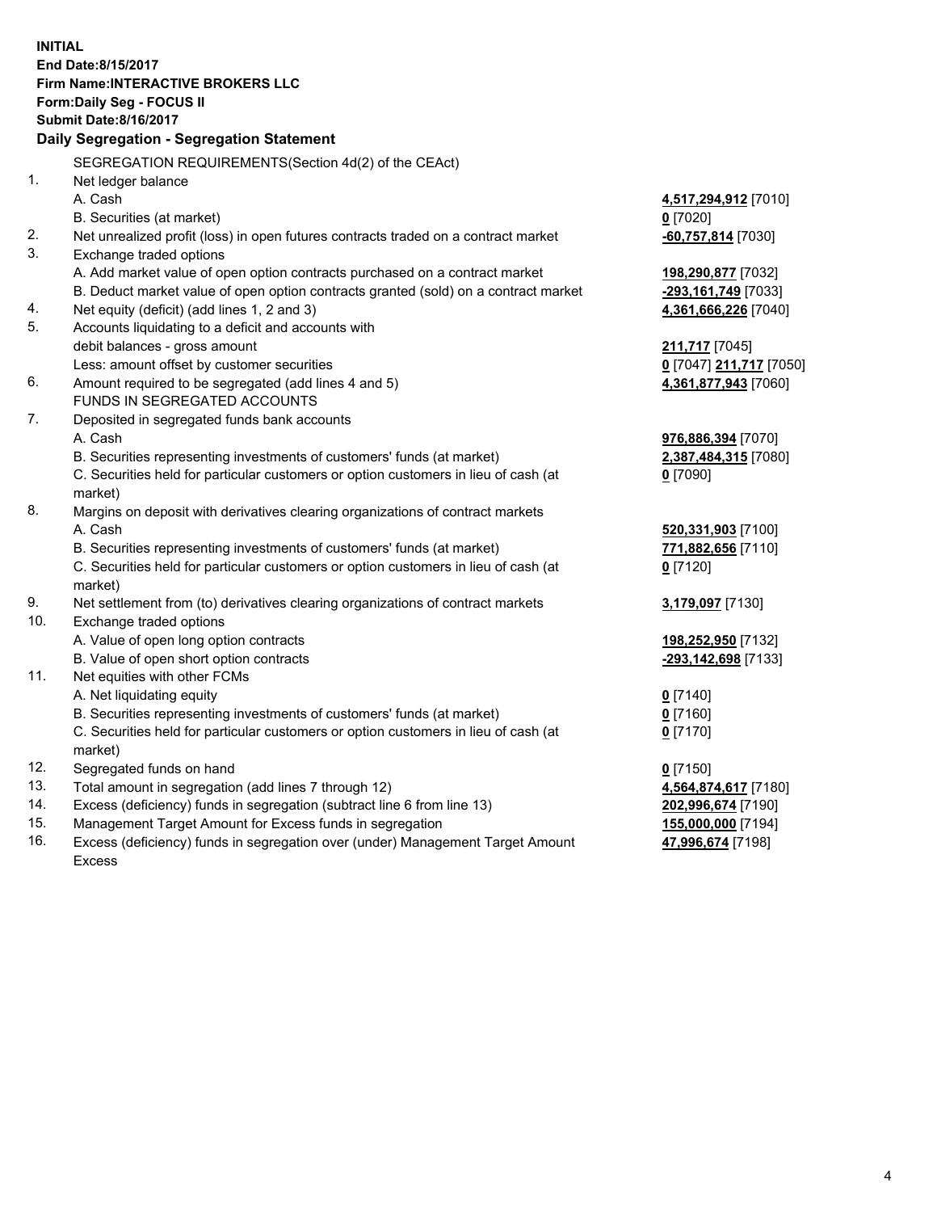**INITIAL**
**End Date:8/15/2017**
**Firm Name:INTERACTIVE BROKERS LLC**
**Form:Daily Seg - FOCUS II**
**Submit Date:8/16/2017**

**Daily Segregation - Segregation Statement**

| | | |
|---|---|---|
| | SEGREGATION REQUIREMENTS(Section 4d(2) of the CEAct) | |
| 1. | Net ledger balance | |
| | A. Cash | **4,517,294,912** [7010] |
| | B. Securities (at market) | **0** [7020] |
| 2. | Net unrealized profit (loss) in open futures contracts traded on a contract market | **-60,757,814** [7030] |
| 3. | Exchange traded options | |
| | A. Add market value of open option contracts purchased on a contract market | **198,290,877** [7032] |
| | B. Deduct market value of open option contracts granted (sold) on a contract market | **-293,161,749** [7033] |
| 4. | Net equity (deficit) (add lines 1, 2 and 3) | **4,361,666,226** [7040] |
| 5. | Accounts liquidating to a deficit and accounts with | |
| | debit balances - gross amount | **211,717** [7045] |
| | Less: amount offset by customer securities | **0** [7047] **211,717** [7050] |
| 6. | Amount required to be segregated (add lines 4 and 5) | **4,361,877,943** [7060] |
| | FUNDS IN SEGREGATED ACCOUNTS | |
| 7. | Deposited in segregated funds bank accounts | |
| | A. Cash | **976,886,394** [7070] |
| | B. Securities representing investments of customers' funds (at market) | **2,387,484,315** [7080] |
| | C. Securities held for particular customers or option customers in lieu of cash (at market) | **0** [7090] |
| 8. | Margins on deposit with derivatives clearing organizations of contract markets | |
| | A. Cash | **520,331,903** [7100] |
| | B. Securities representing investments of customers' funds (at market) | **771,882,656** [7110] |
| | C. Securities held for particular customers or option customers in lieu of cash (at market) | **0** [7120] |
| 9. | Net settlement from (to) derivatives clearing organizations of contract markets | **3,179,097** [7130] |
| 10. | Exchange traded options | |
| | A. Value of open long option contracts | **198,252,950** [7132] |
| | B. Value of open short option contracts | **-293,142,698** [7133] |
| 11. | Net equities with other FCMs | |
| | A. Net liquidating equity | **0** [7140] |
| | B. Securities representing investments of customers' funds (at market) | **0** [7160] |
| | C. Securities held for particular customers or option customers in lieu of cash (at market) | **0** [7170] |
| 12. | Segregated funds on hand | **0** [7150] |
| 13. | Total amount in segregation (add lines 7 through 12) | **4,564,874,617** [7180] |
| 14. | Excess (deficiency) funds in segregation (subtract line 6 from line 13) | **202,996,674** [7190] |
| 15. | Management Target Amount for Excess funds in segregation | **155,000,000** [7194] |
| 16. | Excess (deficiency) funds in segregation over (under) Management Target Amount Excess | **47,996,674** [7198] |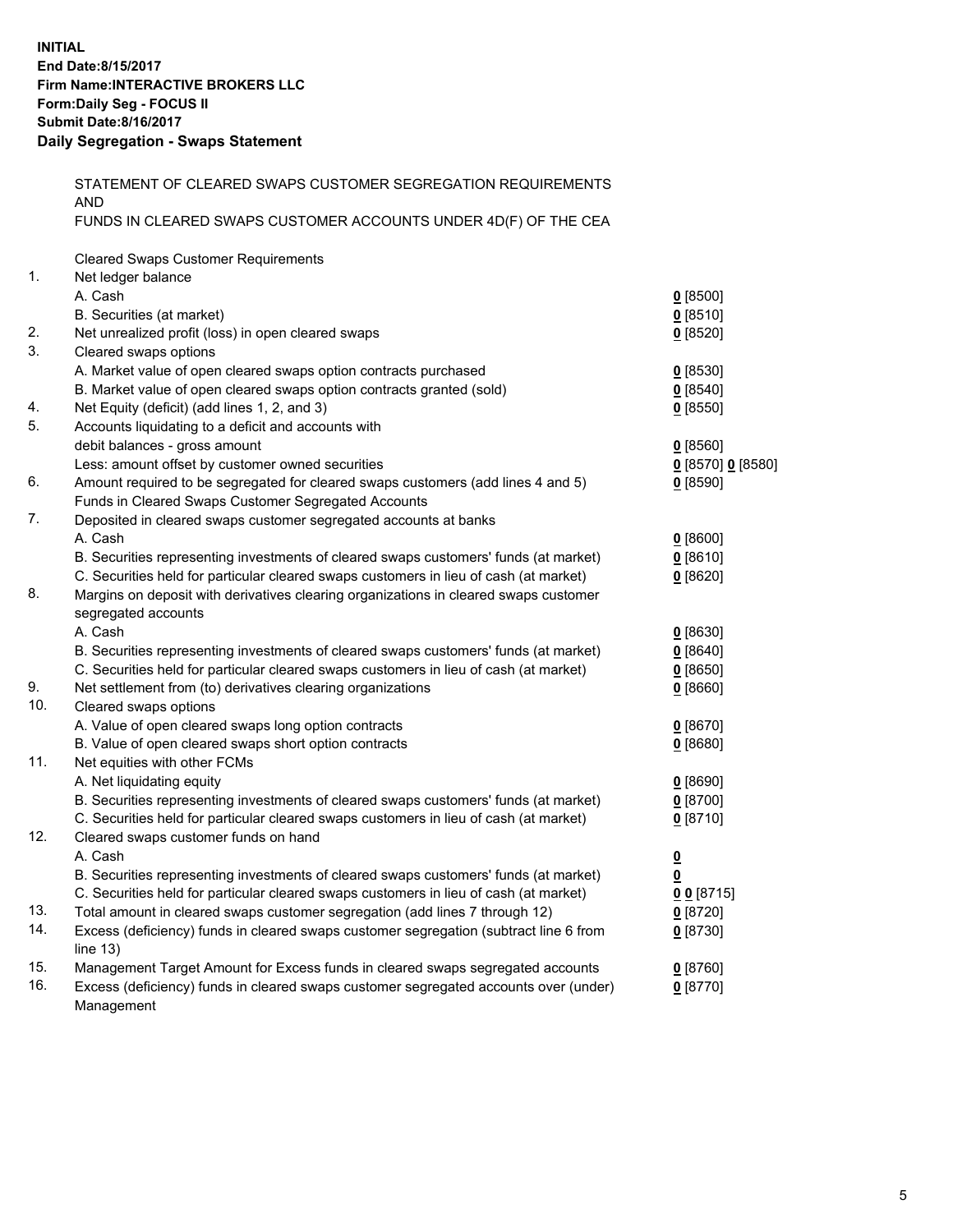**INITIAL**
**End Date:8/15/2017**
**Firm Name:INTERACTIVE BROKERS LLC**
**Form:Daily Seg - FOCUS II**
**Submit Date:8/16/2017**
**Daily Segregation - Swaps Statement**

STATEMENT OF CLEARED SWAPS CUSTOMER SEGREGATION REQUIREMENTS AND FUNDS IN CLEARED SWAPS CUSTOMER ACCOUNTS UNDER 4D(F) OF THE CEA

| | | |
|---|---|---|
| | Cleared Swaps Customer Requirements | |
| 1. | Net ledger balance | |
| | A. Cash | 0 [8500] |
| | B. Securities (at market) | 0 [8510] |
| 2. | Net unrealized profit (loss) in open cleared swaps | 0 [8520] |
| 3. | Cleared swaps options | |
| | A. Market value of open cleared swaps option contracts purchased | 0 [8530] |
| | B. Market value of open cleared swaps option contracts granted (sold) | 0 [8540] |
| 4. | Net Equity (deficit) (add lines 1, 2, and 3) | 0 [8550] |
| 5. | Accounts liquidating to a deficit and accounts with debit balances - gross amount | 0 [8560] |
| | Less: amount offset by customer owned securities | 0 [8570] 0 [8580] |
| 6. | Amount required to be segregated for cleared swaps customers (add lines 4 and 5) | 0 [8590] |
| | Funds in Cleared Swaps Customer Segregated Accounts | |
| 7. | Deposited in cleared swaps customer segregated accounts at banks | |
| | A. Cash | 0 [8600] |
| | B. Securities representing investments of cleared swaps customers' funds (at market) | 0 [8610] |
| | C. Securities held for particular cleared swaps customers in lieu of cash (at market) | 0 [8620] |
| 8. | Margins on deposit with derivatives clearing organizations in cleared swaps customer segregated accounts | |
| | A. Cash | 0 [8630] |
| | B. Securities representing investments of cleared swaps customers' funds (at market) | 0 [8640] |
| | C. Securities held for particular cleared swaps customers in lieu of cash (at market) | 0 [8650] |
| 9. | Net settlement from (to) derivatives clearing organizations | 0 [8660] |
| 10. | Cleared swaps options | |
| | A. Value of open cleared swaps long option contracts | 0 [8670] |
| | B. Value of open cleared swaps short option contracts | 0 [8680] |
| 11. | Net equities with other FCMs | |
| | A. Net liquidating equity | 0 [8690] |
| | B. Securities representing investments of cleared swaps customers' funds (at market) | 0 [8700] |
| | C. Securities held for particular cleared swaps customers in lieu of cash (at market) | 0 [8710] |
| 12. | Cleared swaps customer funds on hand | |
| | A. Cash | 0 |
| | B. Securities representing investments of cleared swaps customers' funds (at market) | 0 |
| | C. Securities held for particular cleared swaps customers in lieu of cash (at market) | 0 0 [8715] |
| 13. | Total amount in cleared swaps customer segregation (add lines 7 through 12) | 0 [8720] |
| 14. | Excess (deficiency) funds in cleared swaps customer segregation (subtract line 6 from line 13) | 0 [8730] |
| 15. | Management Target Amount for Excess funds in cleared swaps segregated accounts | 0 [8760] |
| 16. | Excess (deficiency) funds in cleared swaps customer segregated accounts over (under) Management | 0 [8770] |